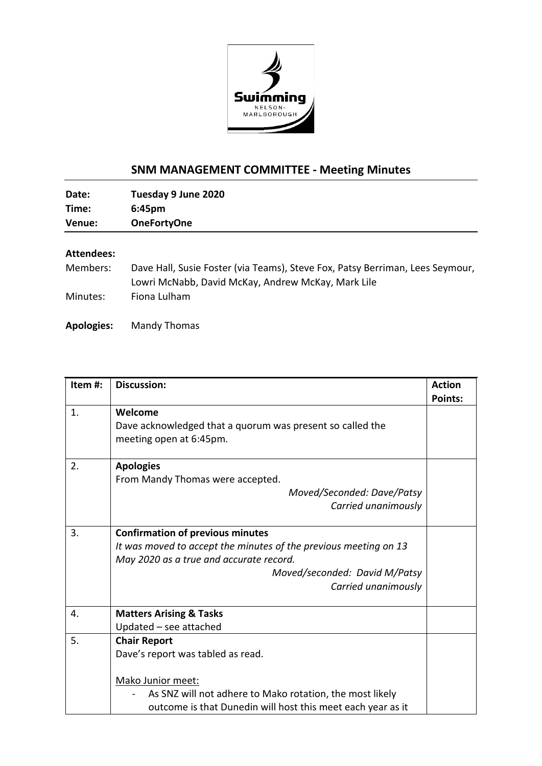## SNM MANAGEMENT COMMITTEE - Meeting Minutes

**Date:** Tuesday 9 June 2020
**Time:** 6:45pm
**Venue:** OneFortyOne

**Attendees:**

Members: Dave Hall, Susie Foster (via Teams), Steve Fox, Patsy Berriman, Lees Seymour, Lowri McNabb, David McKay, Andrew McKay, Mark Lile

Minutes: Fiona Lulham

**Apologies:** Mandy Thomas

| Item #: | Discussion: | Action Points: |
|---|---|---|
| 1. | **Welcome**<br>Dave acknowledged that a quorum was present so called the meeting open at 6:45pm. | |
| 2. | **Apologies**<br>From Mandy Thomas were accepted.<br>*Moved/Seconded: Dave/Patsy*<br>*Carried unanimously* | |
| 3. | **Confirmation of previous minutes**<br>*It was moved to accept the minutes of the previous meeting on 13 May 2020 as a true and accurate record.*<br>*Moved/seconded: David M/Patsy*<br>*Carried unanimously* | |
| 4. | **Matters Arising & Tasks**<br>Updated – see attached | |
| 5. | **Chair Report**<br>Dave's report was tabled as read.<br><br>Mako Junior meet:<br>- As SNZ will not adhere to Mako rotation, the most likely outcome is that Dunedin will host this meet each year as it | |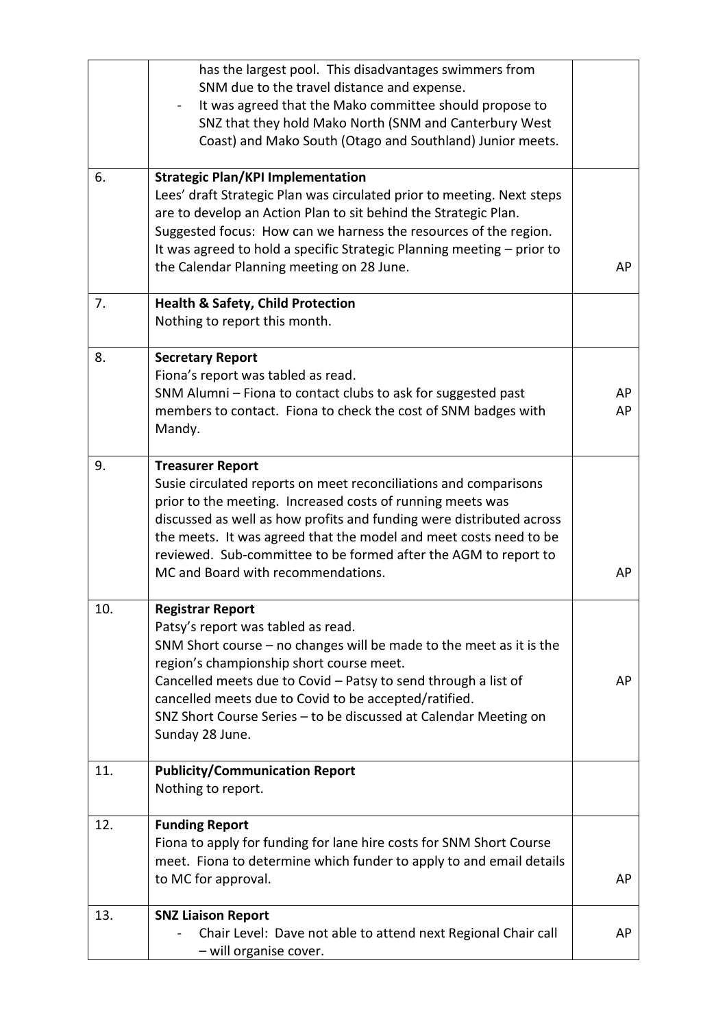| | | |
|---|---|---|
| | has the largest pool. This disadvantages swimmers from SNM due to the travel distance and expense.<br>- It was agreed that the Mako committee should propose to SNZ that they hold Mako North (SNM and Canterbury West Coast) and Mako South (Otago and Southland) Junior meets. | |
| 6. | **Strategic Plan/KPI Implementation**<br>Lees' draft Strategic Plan was circulated prior to meeting. Next steps are to develop an Action Plan to sit behind the Strategic Plan. Suggested focus: How can we harness the resources of the region. It was agreed to hold a specific Strategic Planning meeting – prior to the Calendar Planning meeting on 28 June. | AP |
| 7. | **Health & Safety, Child Protection**<br>Nothing to report this month. | |
| 8. | **Secretary Report**<br>Fiona's report was tabled as read.<br>SNM Alumni – Fiona to contact clubs to ask for suggested past members to contact. Fiona to check the cost of SNM badges with Mandy. | AP<br>AP |
| 9. | **Treasurer Report**<br>Susie circulated reports on meet reconciliations and comparisons prior to the meeting. Increased costs of running meets was discussed as well as how profits and funding were distributed across the meets. It was agreed that the model and meet costs need to be reviewed. Sub-committee to be formed after the AGM to report to MC and Board with recommendations. | AP |
| 10. | **Registrar Report**<br>Patsy's report was tabled as read.<br>SNM Short course – no changes will be made to the meet as it is the region's championship short course meet.<br>Cancelled meets due to Covid – Patsy to send through a list of cancelled meets due to Covid to be accepted/ratified.<br>SNZ Short Course Series – to be discussed at Calendar Meeting on Sunday 28 June. | AP |
| 11. | **Publicity/Communication Report**<br>Nothing to report. | |
| 12. | **Funding Report**<br>Fiona to apply for funding for lane hire costs for SNM Short Course meet. Fiona to determine which funder to apply to and email details to MC for approval. | AP |
| 13. | **SNZ Liaison Report**<br>- Chair Level: Dave not able to attend next Regional Chair call – will organise cover. | AP |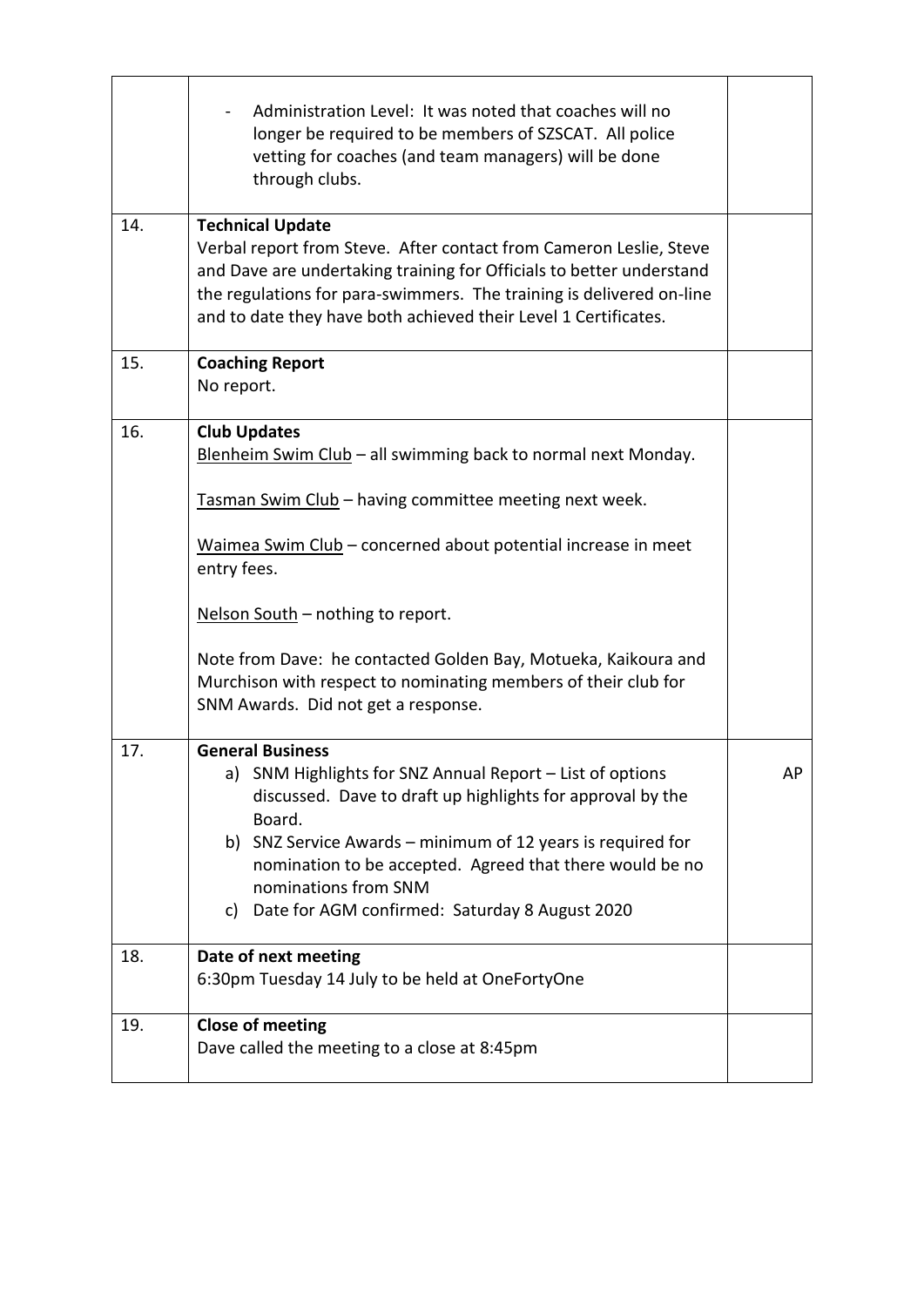| | | |
|---|---|---|
| | - Administration Level: It was noted that coaches will no longer be required to be members of SZSCAT. All police vetting for coaches (and team managers) will be done through clubs. | |
| 14. | **Technical Update**<br>Verbal report from Steve. After contact from Cameron Leslie, Steve and Dave are undertaking training for Officials to better understand the regulations for para-swimmers. The training is delivered on-line and to date they have both achieved their Level 1 Certificates. | |
| 15. | **Coaching Report**<br>No report. | |
| 16. | **Club Updates**<br><u>Blenheim Swim Club</u> – all swimming back to normal next Monday.<br><br><u>Tasman Swim Club</u> – having committee meeting next week.<br><br><u>Waimea Swim Club</u> – concerned about potential increase in meet entry fees.<br><br><u>Nelson South</u> – nothing to report.<br><br>Note from Dave: he contacted Golden Bay, Motueka, Kaikoura and Murchison with respect to nominating members of their club for SNM Awards. Did not get a response. | |
| 17. | **General Business**<br>a) SNM Highlights for SNZ Annual Report – List of options discussed. Dave to draft up highlights for approval by the Board.<br>b) SNZ Service Awards – minimum of 12 years is required for nomination to be accepted. Agreed that there would be no nominations from SNM<br>c) Date for AGM confirmed: Saturday 8 August 2020 | AP |
| 18. | **Date of next meeting**<br>6:30pm Tuesday 14 July to be held at OneFortyOne | |
| 19. | **Close of meeting**<br>Dave called the meeting to a close at 8:45pm | |